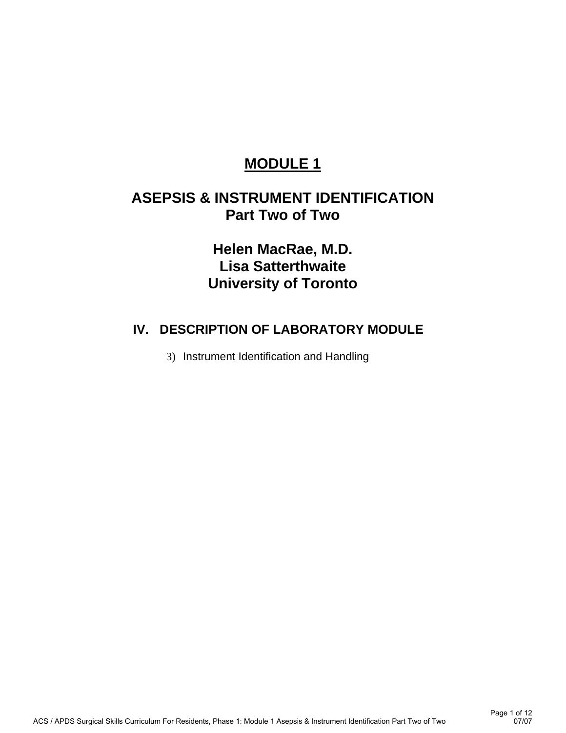# MODULE 1

# ASEPSIS & INSTRUMENT IDENTIFICATION
## Part Two of Two

## Helen MacRae, M.D.
## Lisa Satterthwaite
## University of Toronto

## IV. DESCRIPTION OF LABORATORY MODULE

3) Instrument Identification and Handling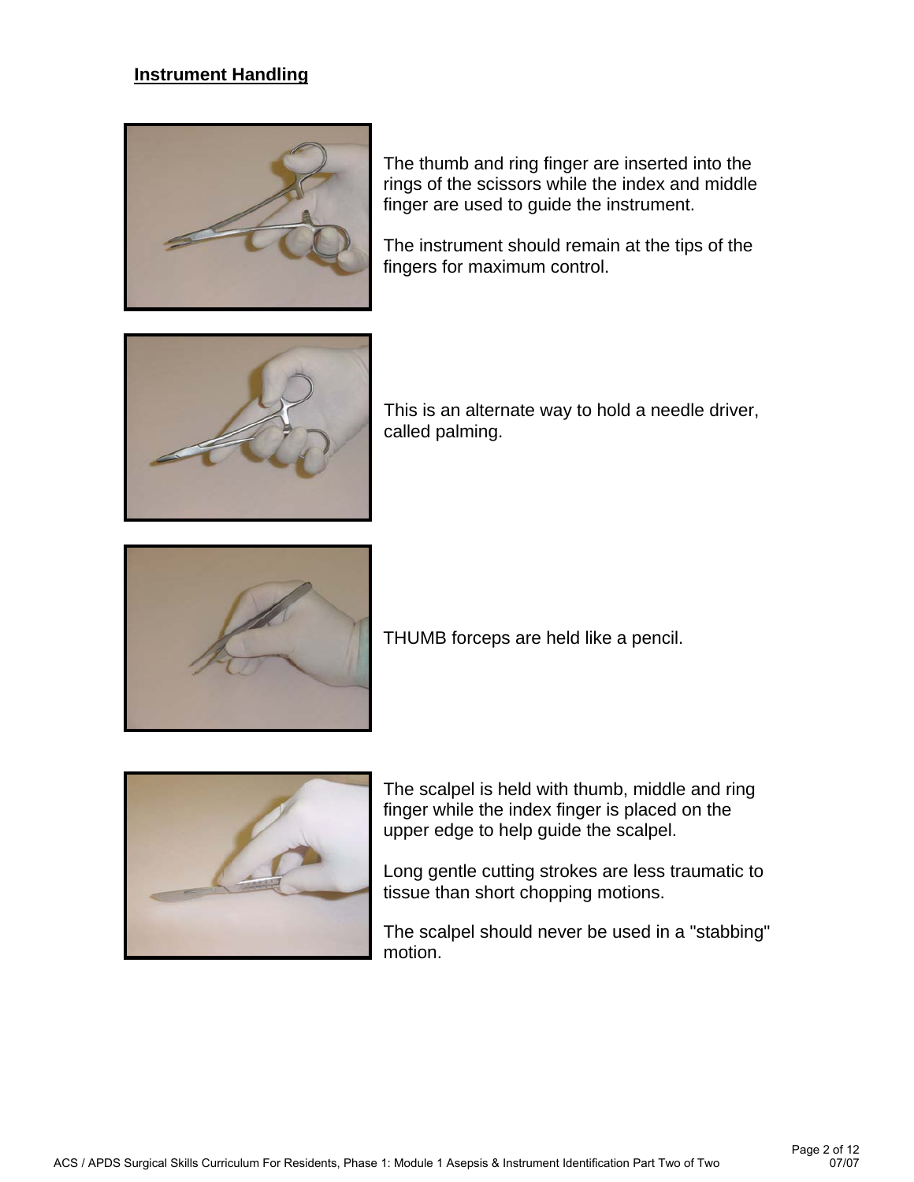## Instrument Handling

The thumb and ring finger are inserted into the rings of the scissors while the index and middle finger are used to guide the instrument.

The instrument should remain at the tips of the fingers for maximum control.

This is an alternate way to hold a needle driver, called palming.

THUMB forceps are held like a pencil.

The scalpel is held with thumb, middle and ring finger while the index finger is placed on the upper edge to help guide the scalpel.

Long gentle cutting strokes are less traumatic to tissue than short chopping motions.

The scalpel should never be used in a "stabbing" motion.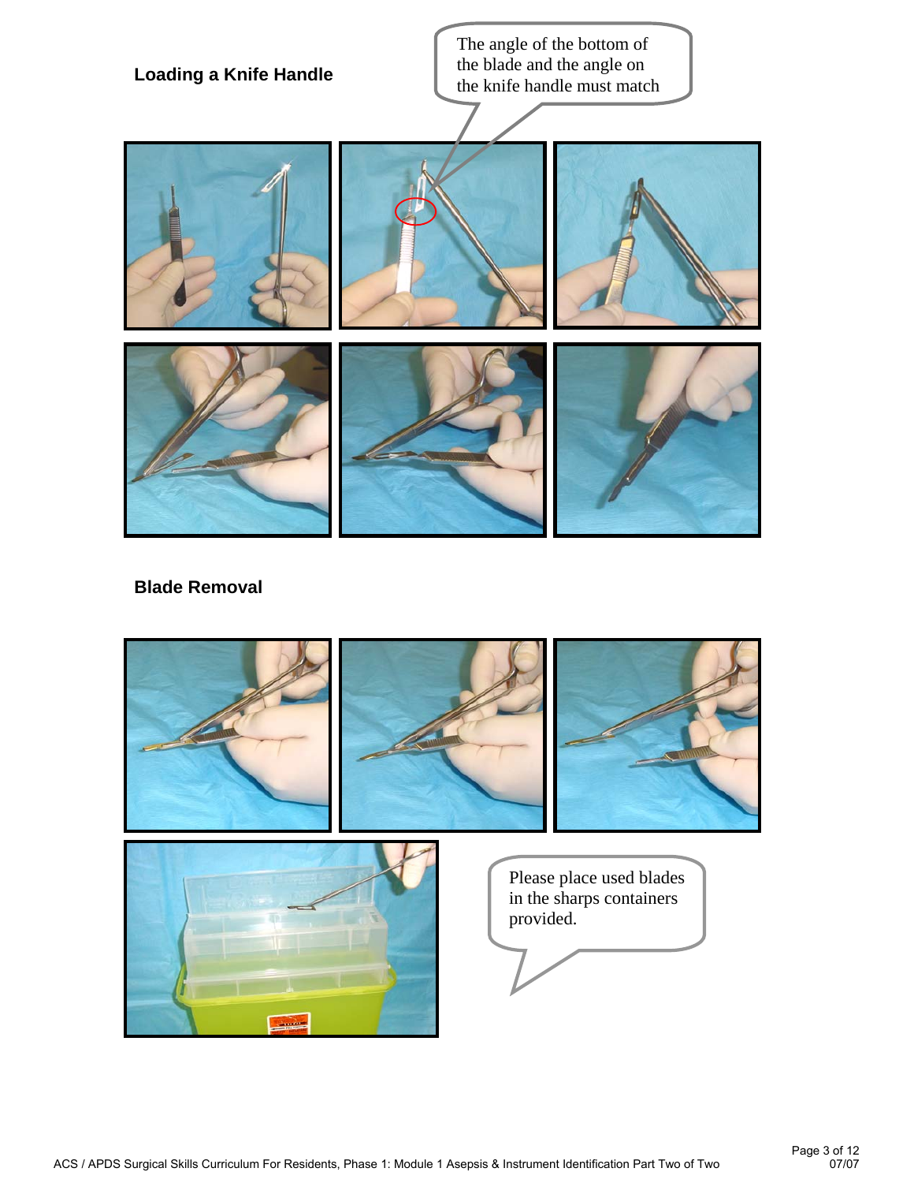## Loading a Knife Handle

The angle of the bottom of the blade and the angle on the knife handle must match

## Blade Removal

Please place used blades in the sharps containers provided.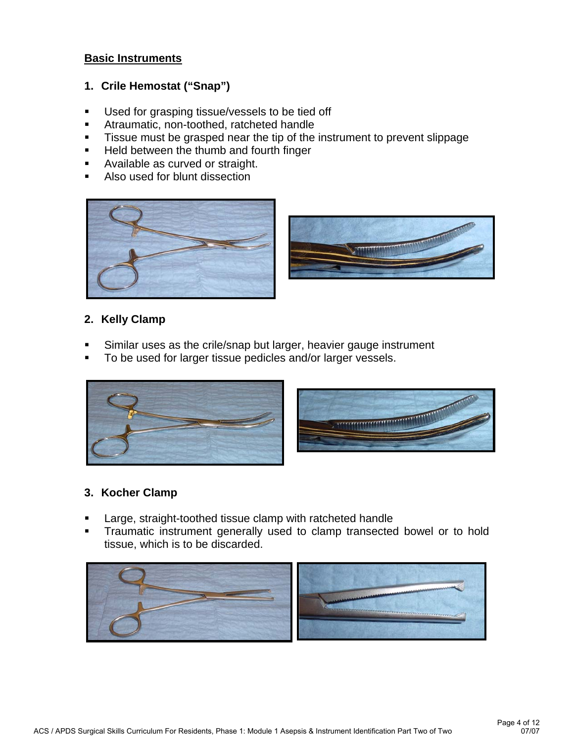## Basic Instruments

### 1. Crile Hemostat ("Snap")

- Used for grasping tissue/vessels to be tied off
- Atraumatic, non-toothed, ratcheted handle
- Tissue must be grasped near the tip of the instrument to prevent slippage
- Held between the thumb and fourth finger
- Available as curved or straight.
- Also used for blunt dissection

### 2. Kelly Clamp

- Similar uses as the crile/snap but larger, heavier gauge instrument
- To be used for larger tissue pedicles and/or larger vessels.

### 3. Kocher Clamp

- Large, straight-toothed tissue clamp with ratcheted handle
- Traumatic instrument generally used to clamp transected bowel or to hold tissue, which is to be discarded.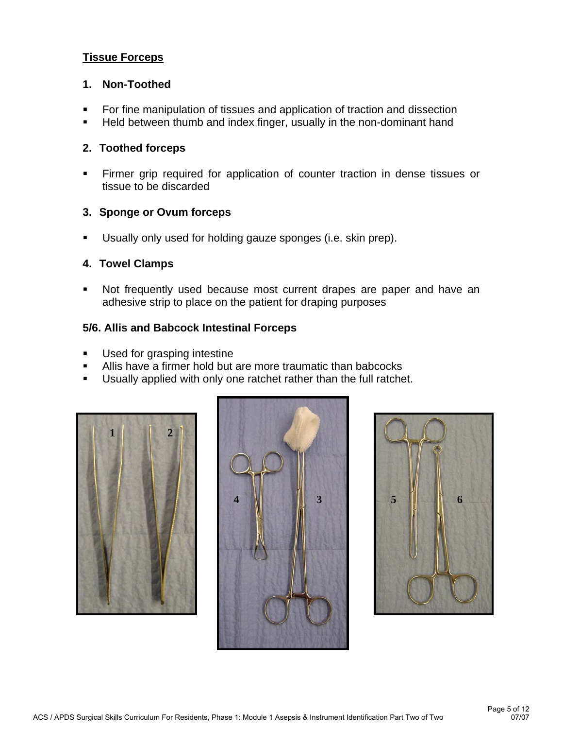## Tissue Forceps

### 1. Non-Toothed

- For fine manipulation of tissues and application of traction and dissection
- Held between thumb and index finger, usually in the non-dominant hand

### 2. Toothed forceps

- Firmer grip required for application of counter traction in dense tissues or tissue to be discarded

### 3. Sponge or Ovum forceps

- Usually only used for holding gauze sponges (i.e. skin prep).

### 4. Towel Clamps

- Not frequently used because most current drapes are paper and have an adhesive strip to place on the patient for draping purposes

### 5/6. Allis and Babcock Intestinal Forceps

- Used for grasping intestine
- Allis have a firmer hold but are more traumatic than babcocks
- Usually applied with only one ratchet rather than the full ratchet.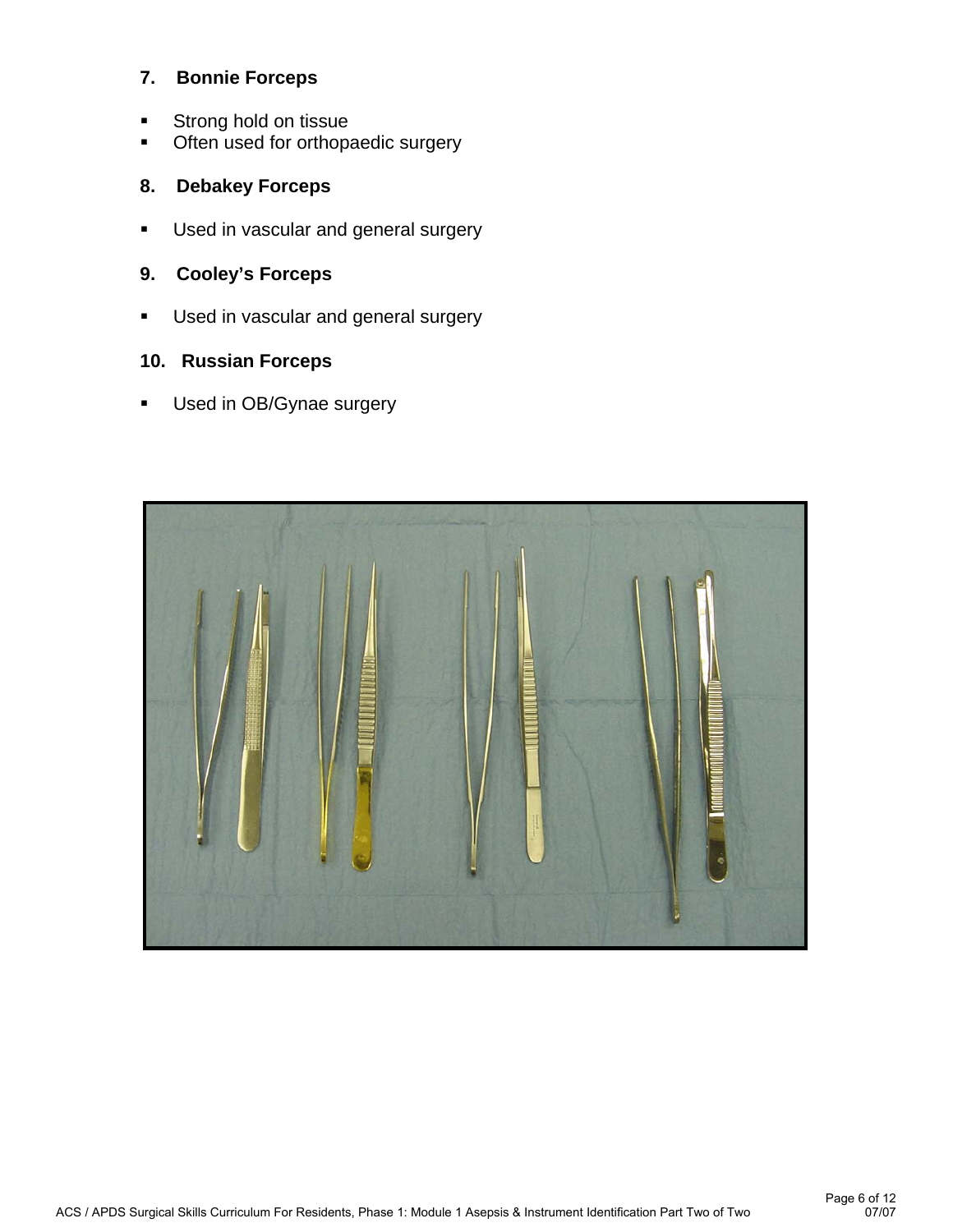### 7. Bonnie Forceps

- Strong hold on tissue
- Often used for orthopaedic surgery

### 8. Debakey Forceps

- Used in vascular and general surgery

### 9. Cooley's Forceps

- Used in vascular and general surgery

### 10. Russian Forceps

- Used in OB/Gynae surgery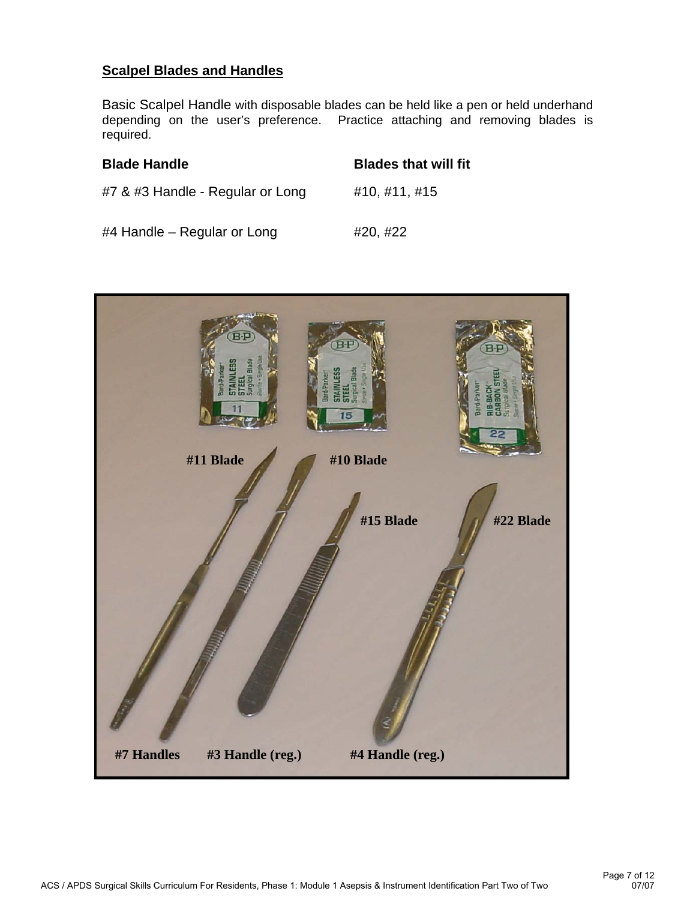## Scalpel Blades and Handles

Basic Scalpel Handle with disposable blades can be held like a pen or held underhand depending on the user's preference. Practice attaching and removing blades is required.

| Blade Handle | Blades that will fit |
|---|---|
| #7 & #3 Handle - Regular or Long | #10, #11, #15 |
| #4 Handle – Regular or Long | #20, #22 |

#11 Blade #10 Blade

#15 Blade #22 Blade

#7 Handles #3 Handle (reg.) #4 Handle (reg.)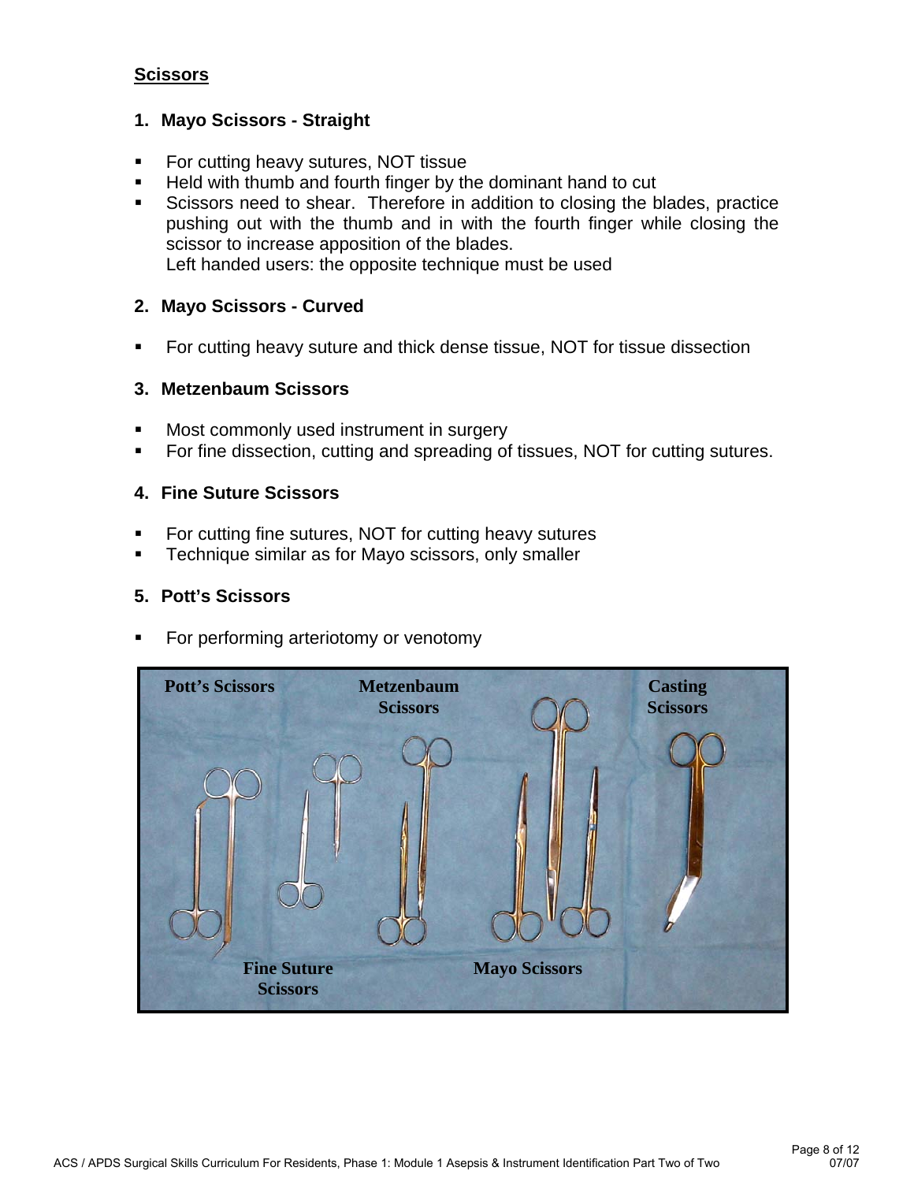## Scissors

### 1. Mayo Scissors - Straight

- For cutting heavy sutures, NOT tissue
- Held with thumb and fourth finger by the dominant hand to cut
- Scissors need to shear. Therefore in addition to closing the blades, practice pushing out with the thumb and in with the fourth finger while closing the scissor to increase apposition of the blades.
  Left handed users: the opposite technique must be used

### 2. Mayo Scissors - Curved

- For cutting heavy suture and thick dense tissue, NOT for tissue dissection

### 3. Metzenbaum Scissors

- Most commonly used instrument in surgery
- For fine dissection, cutting and spreading of tissues, NOT for cutting sutures.

### 4. Fine Suture Scissors

- For cutting fine sutures, NOT for cutting heavy sutures
- Technique similar as for Mayo scissors, only smaller

### 5. Pott's Scissors

- For performing arteriotomy or venotomy

Pott's Scissors — Metzenbaum Scissors — Casting Scissors — Fine Suture Scissors — Mayo Scissors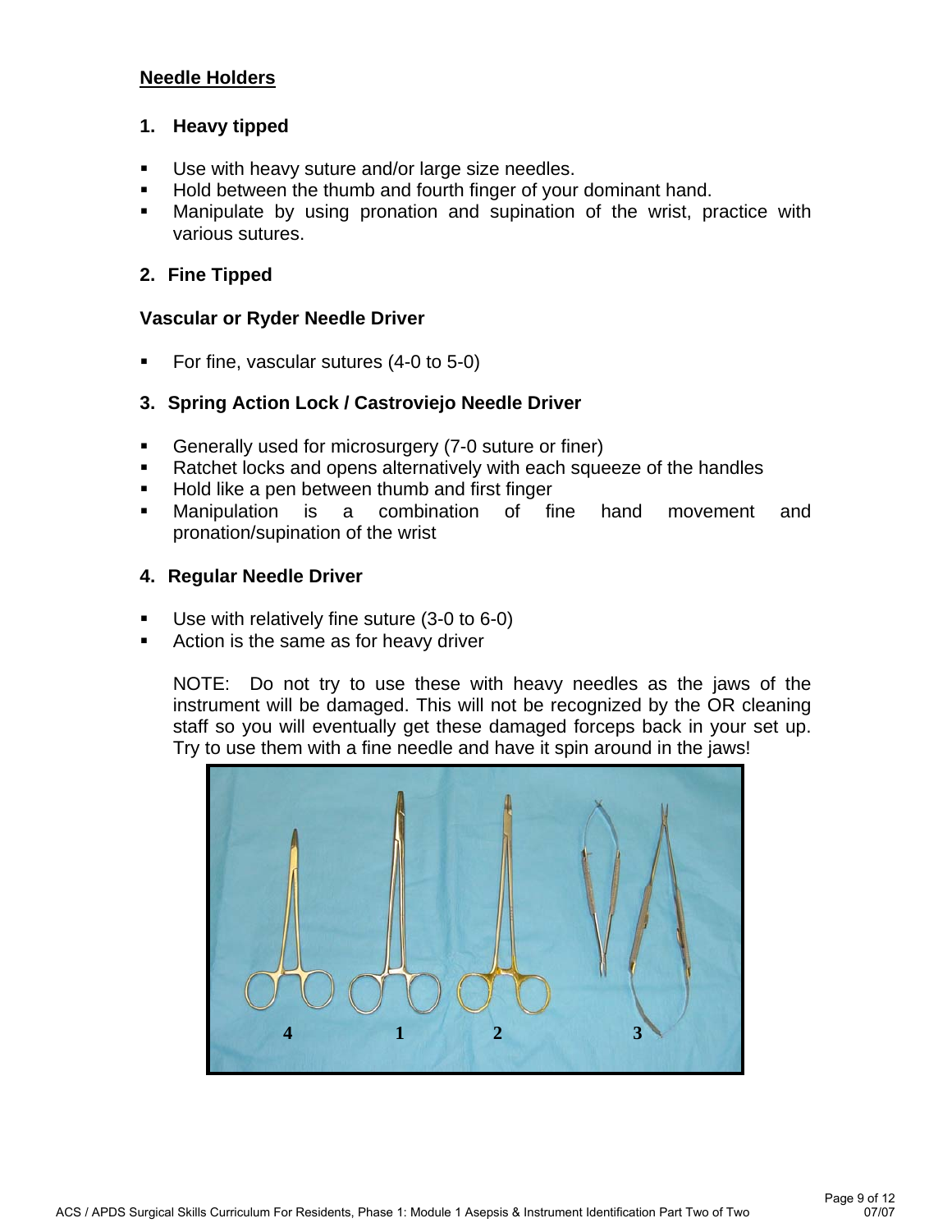## Needle Holders

### 1. Heavy tipped

- Use with heavy suture and/or large size needles.
- Hold between the thumb and fourth finger of your dominant hand.
- Manipulate by using pronation and supination of the wrist, practice with various sutures.

### 2. Fine Tipped

**Vascular or Ryder Needle Driver**

- For fine, vascular sutures (4-0 to 5-0)

### 3. Spring Action Lock / Castroviejo Needle Driver

- Generally used for microsurgery (7-0 suture or finer)
- Ratchet locks and opens alternatively with each squeeze of the handles
- Hold like a pen between thumb and first finger
- Manipulation is a combination of fine hand movement and pronation/supination of the wrist

### 4. Regular Needle Driver

- Use with relatively fine suture (3-0 to 6-0)
- Action is the same as for heavy driver

NOTE: Do not try to use these with heavy needles as the jaws of the instrument will be damaged. This will not be recognized by the OR cleaning staff so you will eventually get these damaged forceps back in your set up. Try to use them with a fine needle and have it spin around in the jaws!

4 1 2 3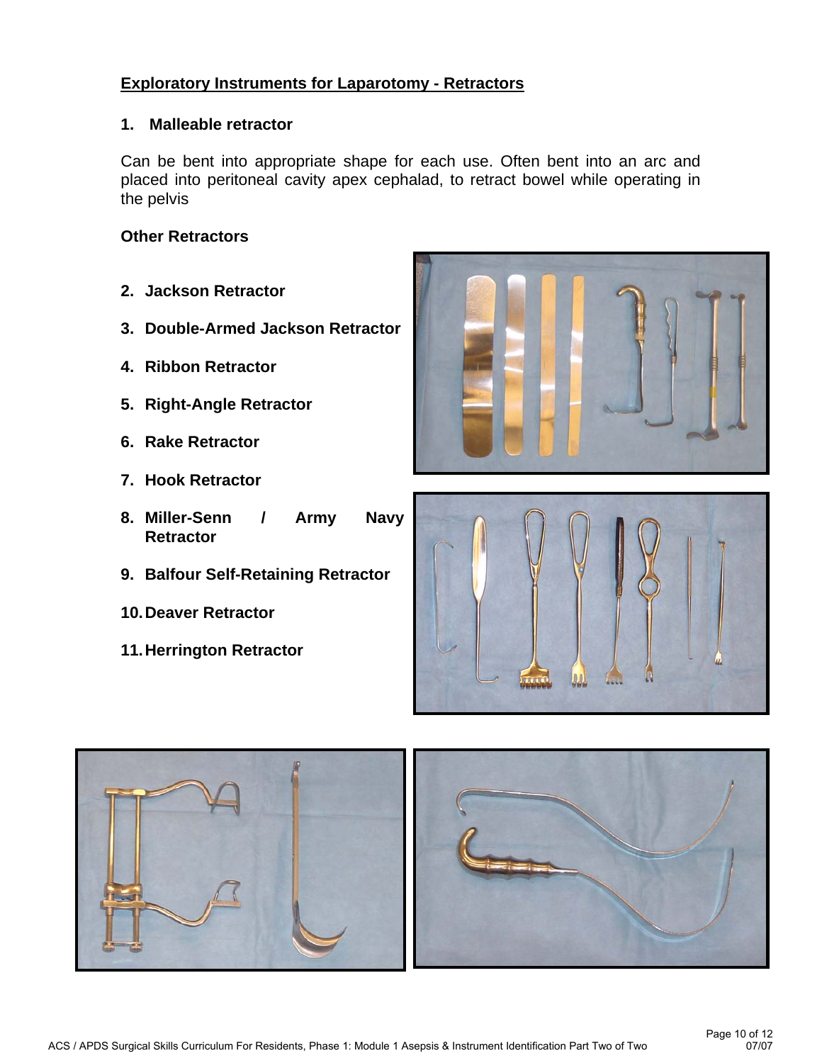## Exploratory Instruments for Laparotomy - Retractors

### 1. Malleable retractor

Can be bent into appropriate shape for each use. Often bent into an arc and placed into peritoneal cavity apex cephalad, to retract bowel while operating in the pelvis

### Other Retractors

2. **Jackson Retractor**
3. **Double-Armed Jackson Retractor**
4. **Ribbon Retractor**
5. **Right-Angle Retractor**
6. **Rake Retractor**
7. **Hook Retractor**
8. **Miller-Senn / Army Navy Retractor**
9. **Balfour Self-Retaining Retractor**
10. **Deaver Retractor**
11. **Herrington Retractor**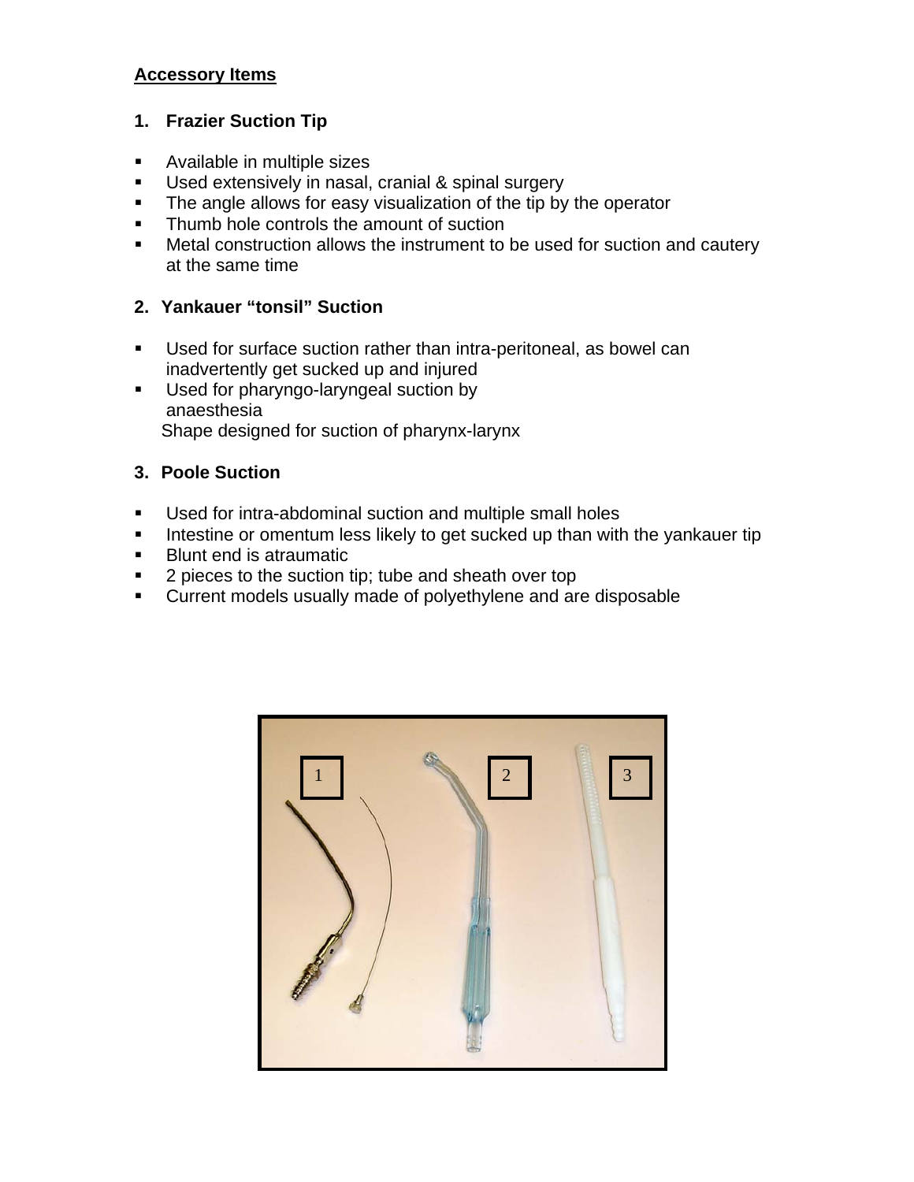**Accessory Items**

**1. Frazier Suction Tip**

- Available in multiple sizes
- Used extensively in nasal, cranial & spinal surgery
- The angle allows for easy visualization of the tip by the operator
- Thumb hole controls the amount of suction
- Metal construction allows the instrument to be used for suction and cautery at the same time

**2. Yankauer "tonsil" Suction**

- Used for surface suction rather than intra-peritoneal, as bowel can inadvertently get sucked up and injured
- Used for pharyngo-laryngeal suction by anaesthesia
  Shape designed for suction of pharynx-larynx

**3. Poole Suction**

- Used for intra-abdominal suction and multiple small holes
- Intestine or omentum less likely to get sucked up than with the yankauer tip
- Blunt end is atraumatic
- 2 pieces to the suction tip; tube and sheath over top
- Current models usually made of polyethylene and are disposable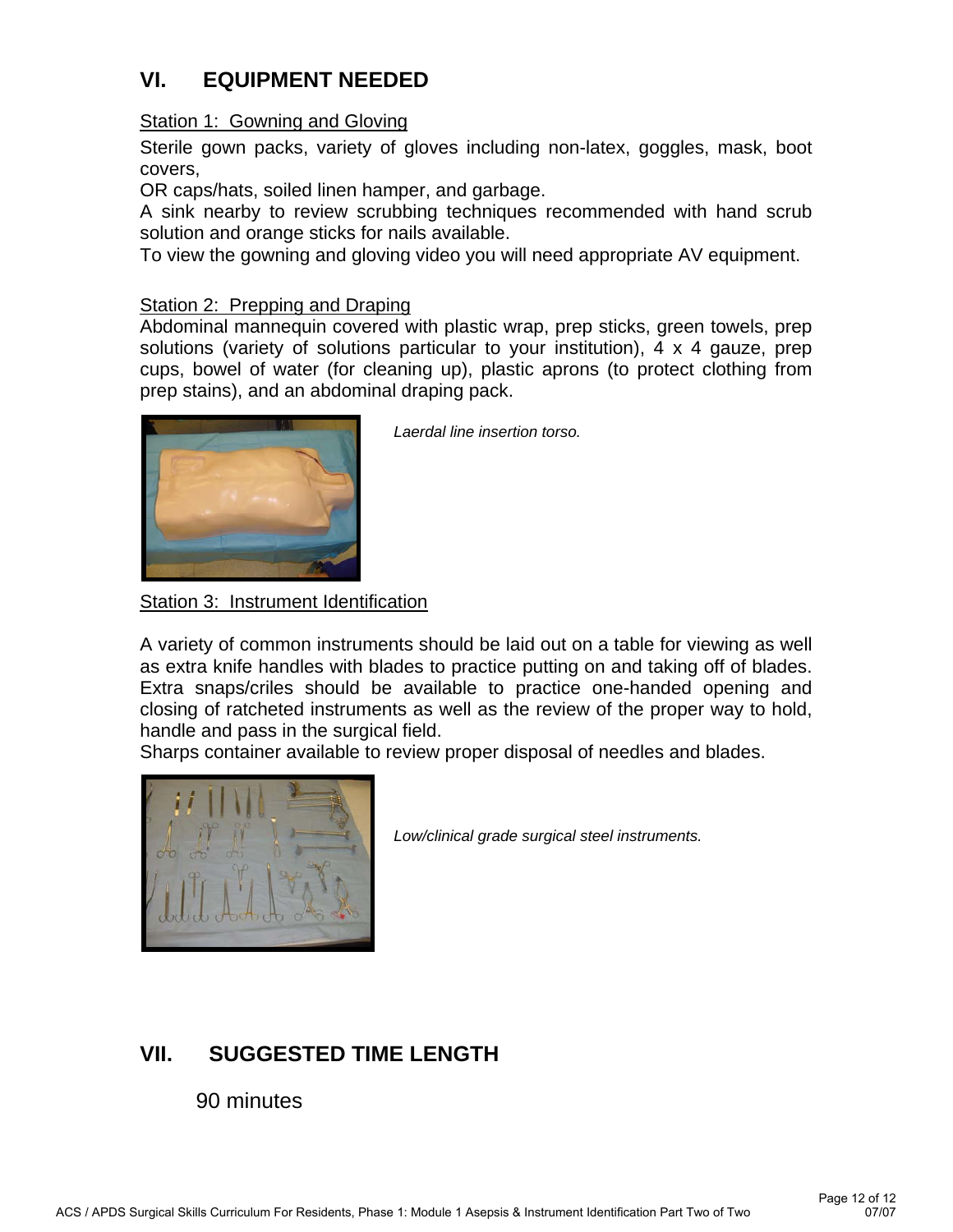## VI. EQUIPMENT NEEDED

Station 1: Gowning and Gloving

Sterile gown packs, variety of gloves including non-latex, goggles, mask, boot covers,
OR caps/hats, soiled linen hamper, and garbage.
A sink nearby to review scrubbing techniques recommended with hand scrub solution and orange sticks for nails available.
To view the gowning and gloving video you will need appropriate AV equipment.

Station 2: Prepping and Draping

Abdominal mannequin covered with plastic wrap, prep sticks, green towels, prep solutions (variety of solutions particular to your institution), 4 x 4 gauze, prep cups, bowel of water (for cleaning up), plastic aprons (to protect clothing from prep stains), and an abdominal draping pack.

*Laerdal line insertion torso.*

Station 3: Instrument Identification

A variety of common instruments should be laid out on a table for viewing as well as extra knife handles with blades to practice putting on and taking off of blades. Extra snaps/criles should be available to practice one-handed opening and closing of ratcheted instruments as well as the review of the proper way to hold, handle and pass in the surgical field.
Sharps container available to review proper disposal of needles and blades.

*Low/clinical grade surgical steel instruments.*

## VII. SUGGESTED TIME LENGTH

90 minutes